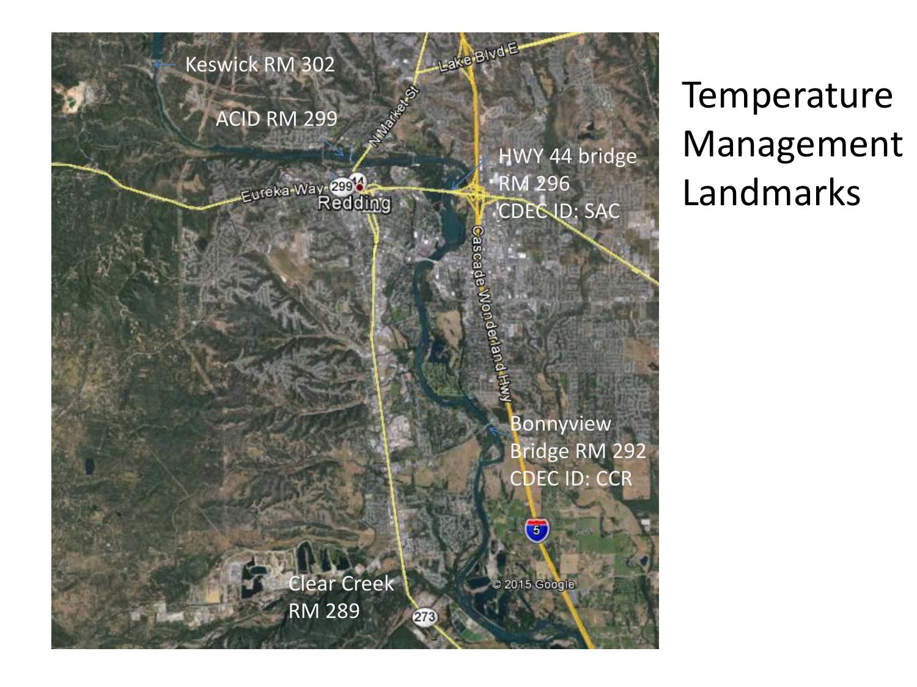# Temperature Management Landmarks

Keswick RM 302

ACID RM 299

HWY 44 bridge RM 296 CDEC ID: SAC

Bonnyview Bridge RM 292 CDEC ID: CCR

Clear Creek RM 289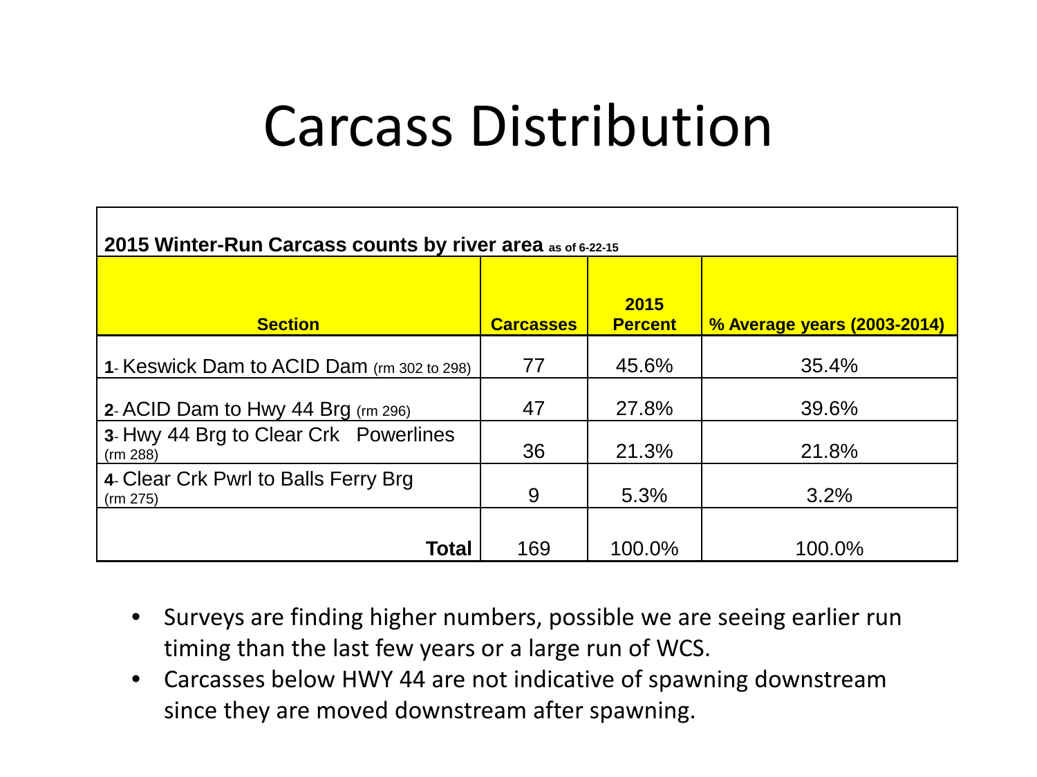# Carcass Distribution

**2015 Winter-Run Carcass counts by river area** as of 6-22-15

| Section | Carcasses | 2015 Percent | % Average years (2003-2014) |
|---|---|---|---|
| **1**- Keswick Dam to ACID Dam (rm 302 to 298) | 77 | 45.6% | 35.4% |
| **2**- ACID Dam to Hwy 44 Brg (rm 296) | 47 | 27.8% | 39.6% |
| **3**- Hwy 44 Brg to Clear Crk Powerlines (rm 288) | 36 | 21.3% | 21.8% |
| **4**- Clear Crk Pwrl to Balls Ferry Brg (rm 275) | 9 | 5.3% | 3.2% |
| **Total** | 169 | 100.0% | 100.0% |

- Surveys are finding higher numbers, possible we are seeing earlier run timing than the last few years or a large run of WCS.
- Carcasses below HWY 44 are not indicative of spawning downstream since they are moved downstream after spawning.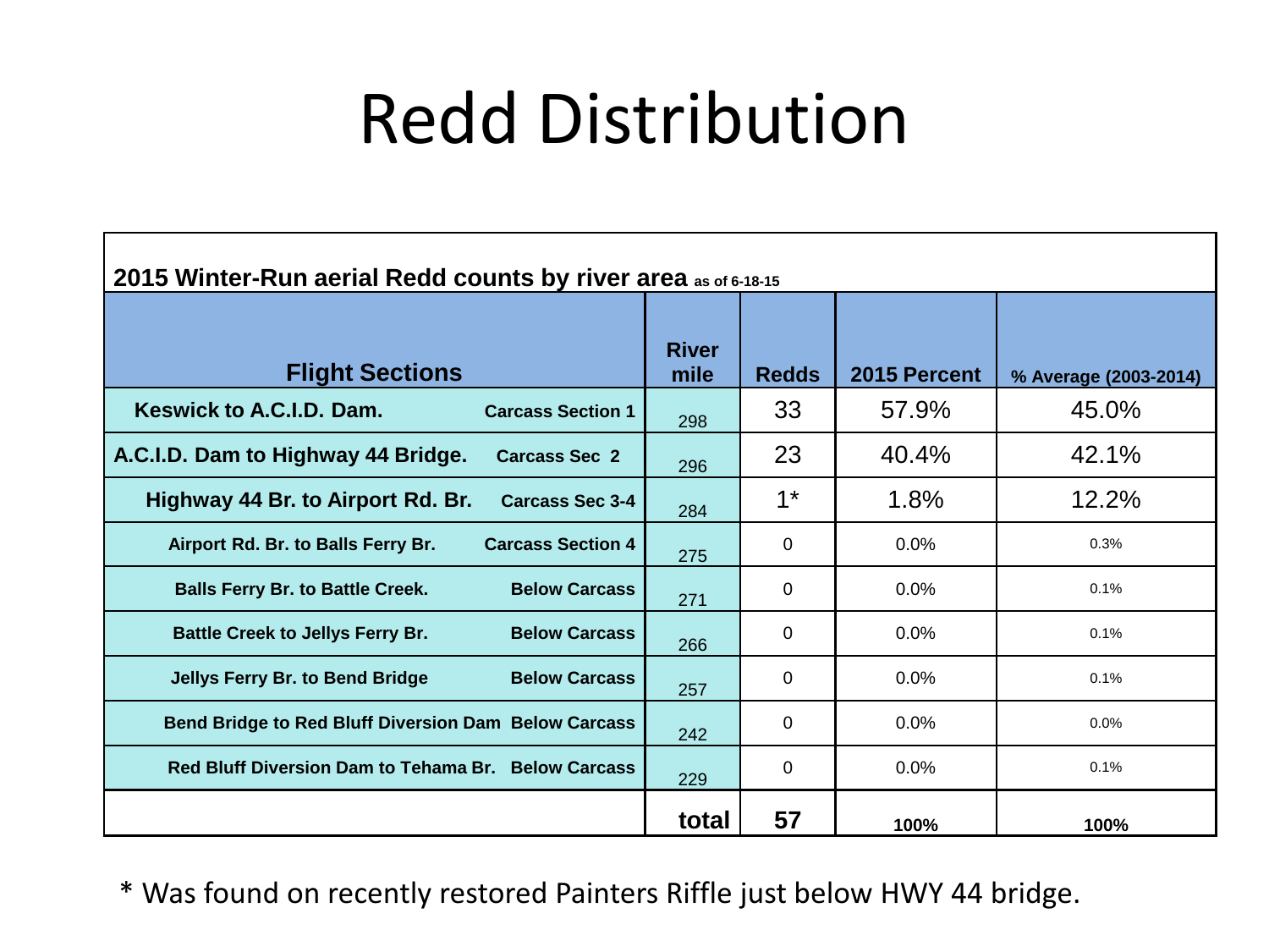# Redd Distribution

**2015 Winter-Run aerial Redd counts by river area** as of 6-18-15

| Flight Sections | | River mile | Redds | 2015 Percent | % Average (2003-2014) |
|---|---|---|---|---|---|
| Keswick to A.C.I.D. Dam. | Carcass Section 1 | 298 | 33 | 57.9% | 45.0% |
| A.C.I.D. Dam to Highway 44 Bridge. | Carcass Sec 2 | 296 | 23 | 40.4% | 42.1% |
| Highway 44 Br. to Airport Rd. Br. | Carcass Sec 3-4 | 284 | 1* | 1.8% | 12.2% |
| Airport Rd. Br. to Balls Ferry Br. | Carcass Section 4 | 275 | 0 | 0.0% | 0.3% |
| Balls Ferry Br. to Battle Creek. | Below Carcass | 271 | 0 | 0.0% | 0.1% |
| Battle Creek to Jellys Ferry Br. | Below Carcass | 266 | 0 | 0.0% | 0.1% |
| Jellys Ferry Br. to Bend Bridge | Below Carcass | 257 | 0 | 0.0% | 0.1% |
| Bend Bridge to Red Bluff Diversion Dam | Below Carcass | 242 | 0 | 0.0% | 0.0% |
| Red Bluff Diversion Dam to Tehama Br. | Below Carcass | 229 | 0 | 0.0% | 0.1% |
| | | total | 57 | 100% | 100% |

* Was found on recently restored Painters Riffle just below HWY 44 bridge.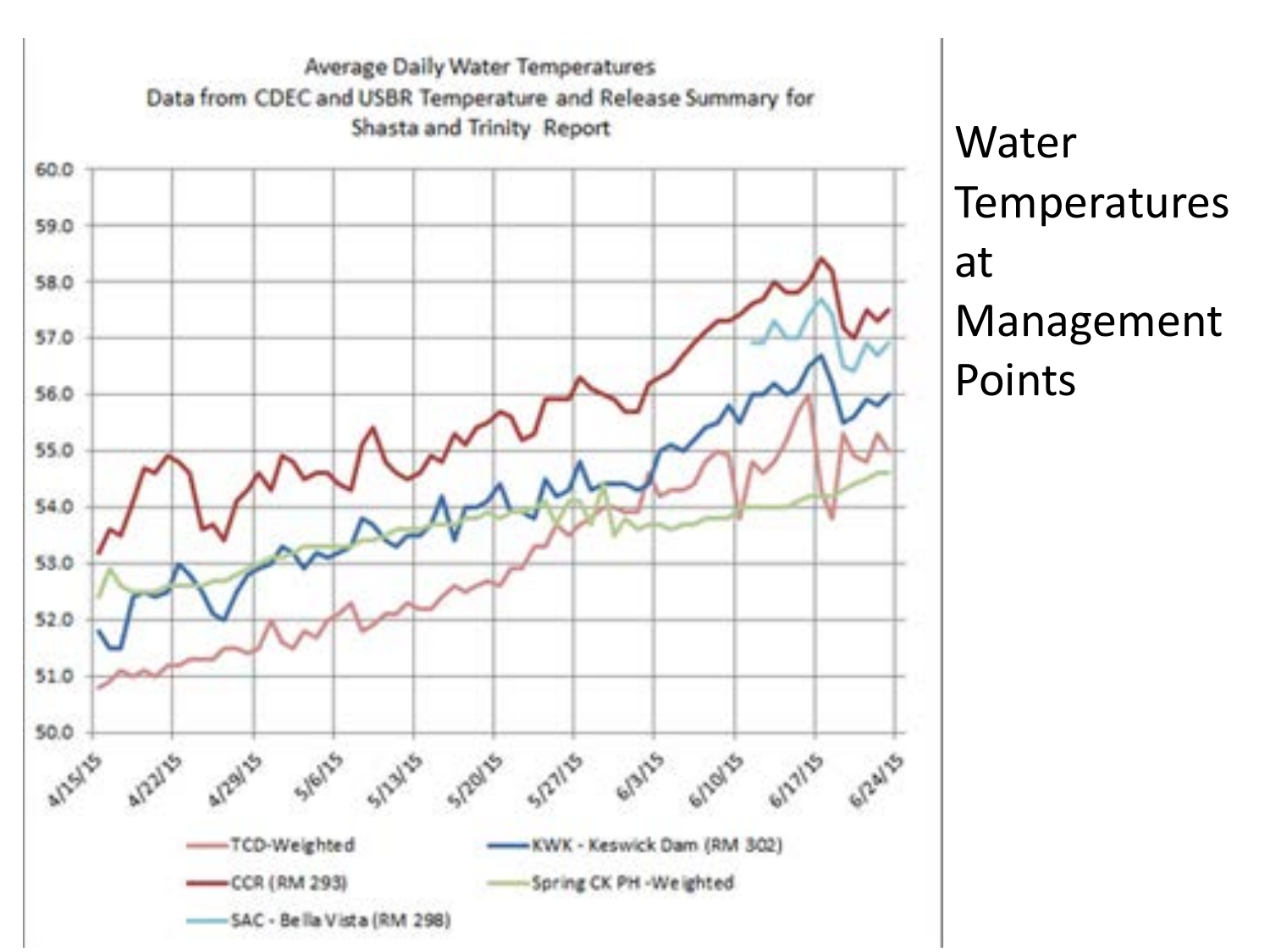# Water Temperatures at Management Points

Average Daily Water Temperatures
Data from CDEC and USBR Temperature and Release Summary for Shasta and Trinity Report

- TCD-Weighted
- KWK - Keswick Dam (RM 302)
- CCR (RM 293)
- Spring CK PH -Weighted
- SAC - Bella Vista (RM 298)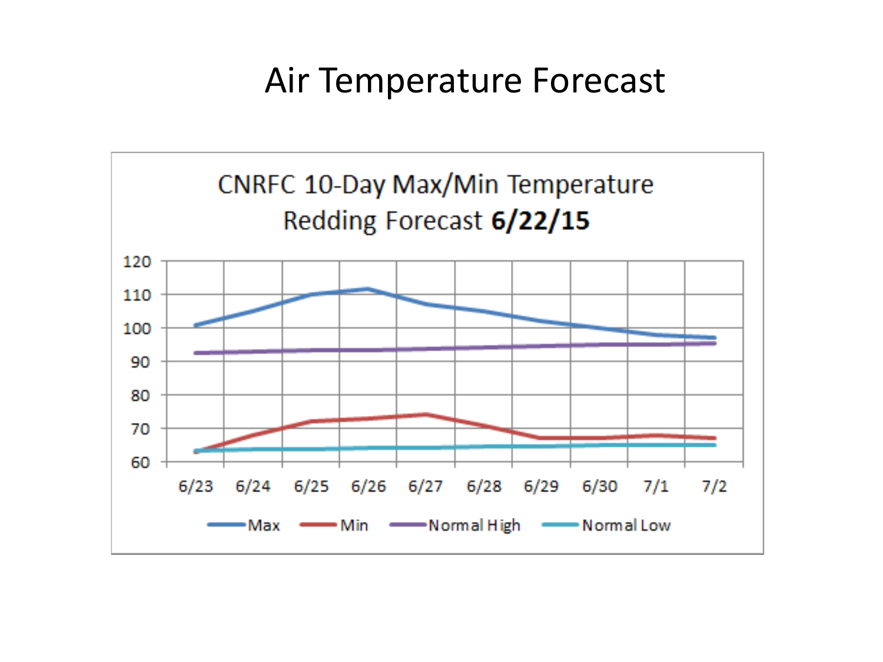# Air Temperature Forecast

CNRFC 10-Day Max/Min Temperature
Redding Forecast **6/22/15**

Max | Min | Normal High | Normal Low

6/23 | 6/24 | 6/25 | 6/26 | 6/27 | 6/28 | 6/29 | 6/30 | 7/1 | 7/2

120 | 110 | 100 | 90 | 80 | 70 | 60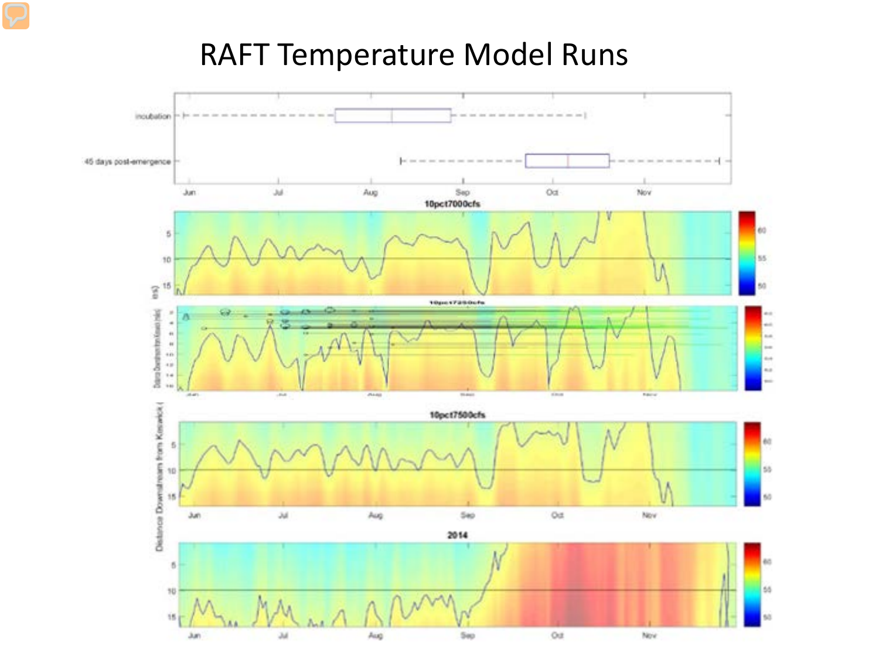# RAFT Temperature Model Runs

incubation

45 days post-emergence

Jun Jul Aug Sep Oct Nov

10pct7000cfs

5 10 15

60 55 50

10pct7250cfs

10pct7500cfs

Distance Downstream from Keswick (

5 10 15

Jun Jul Aug Sep Oct Nov

60 55 50

2014

5 10 15

Jun Jul Aug Sep Oct Nov

60 55 50